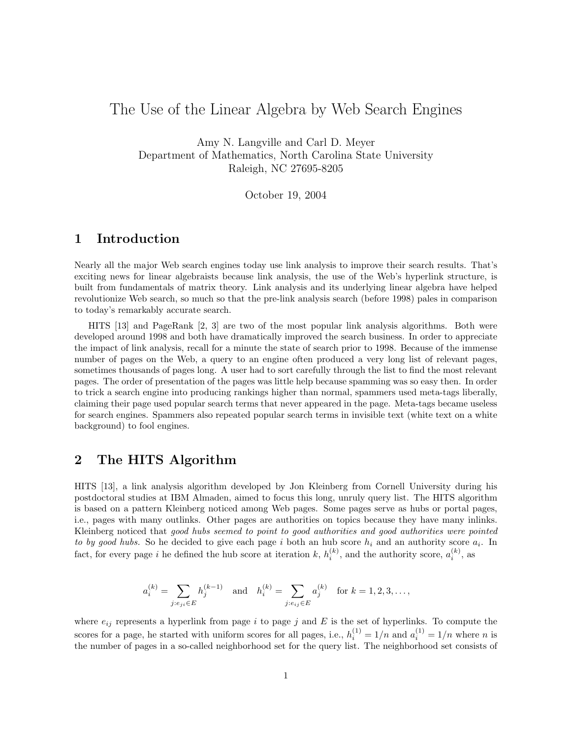# The Use of the Linear Algebra by Web Search Engines

Amy N. Langville and Carl D. Meyer
Department of Mathematics, North Carolina State University
Raleigh, NC 27695-8205

October 19, 2004

## 1 Introduction

Nearly all the major Web search engines today use link analysis to improve their search results. That's exciting news for linear algebraists because link analysis, the use of the Web's hyperlink structure, is built from fundamentals of matrix theory. Link analysis and its underlying linear algebra have helped revolutionize Web search, so much so that the pre-link analysis search (before 1998) pales in comparison to today's remarkably accurate search.

HITS [13] and PageRank [2, 3] are two of the most popular link analysis algorithms. Both were developed around 1998 and both have dramatically improved the search business. In order to appreciate the impact of link analysis, recall for a minute the state of search prior to 1998. Because of the immense number of pages on the Web, a query to an engine often produced a very long list of relevant pages, sometimes thousands of pages long. A user had to sort carefully through the list to find the most relevant pages. The order of presentation of the pages was little help because spamming was so easy then. In order to trick a search engine into producing rankings higher than normal, spammers used meta-tags liberally, claiming their page used popular search terms that never appeared in the page. Meta-tags became useless for search engines. Spammers also repeated popular search terms in invisible text (white text on a white background) to fool engines.

## 2 The HITS Algorithm

HITS [13], a link analysis algorithm developed by Jon Kleinberg from Cornell University during his postdoctoral studies at IBM Almaden, aimed to focus this long, unruly query list. The HITS algorithm is based on a pattern Kleinberg noticed among Web pages. Some pages serve as hubs or portal pages, i.e., pages with many outlinks. Other pages are authorities on topics because they have many inlinks. Kleinberg noticed that *good hubs seemed to point to good authorities and good authorities were pointed to by good hubs.* So he decided to give each page $i$ both an hub score $h_i$ and an authority score $a_i$. In fact, for every page $i$ he defined the hub score at iteration $k$, $h_i^{(k)}$, and the authority score, $a_i^{(k)}$, as

$$a_i^{(k)} = \sum_{j:e_{ji} \in E} h_j^{(k-1)} \quad \text{and} \quad h_i^{(k)} = \sum_{j:e_{ij} \in E} a_j^{(k)} \quad \text{for } k = 1, 2, 3, \ldots,$$

where $e_{ij}$ represents a hyperlink from page $i$ to page $j$ and $E$ is the set of hyperlinks. To compute the scores for a page, he started with uniform scores for all pages, i.e., $h_i^{(1)} = 1/n$ and $a_i^{(1)} = 1/n$ where $n$ is the number of pages in a so-called neighborhood set for the query list. The neighborhood set consists of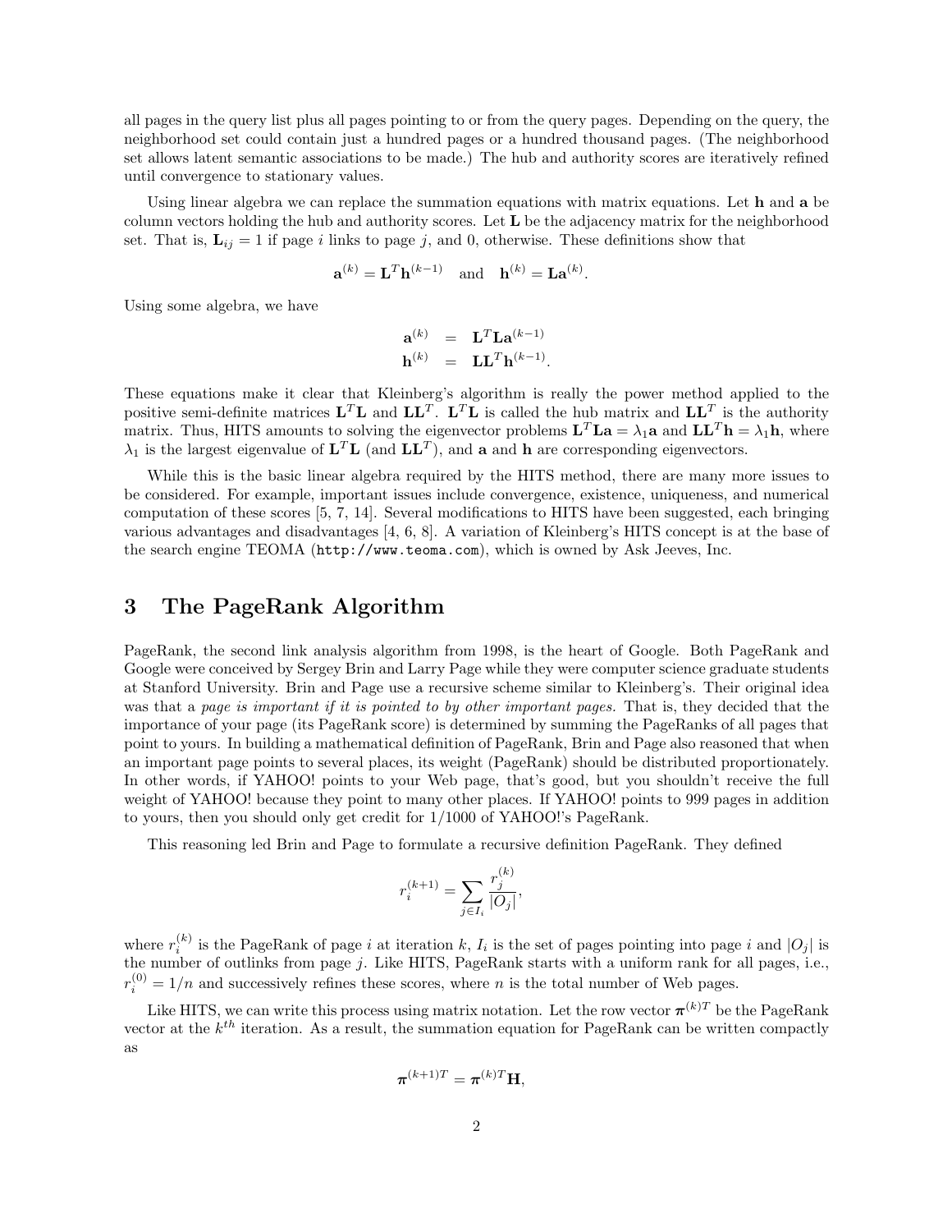all pages in the query list plus all pages pointing to or from the query pages. Depending on the query, the neighborhood set could contain just a hundred pages or a hundred thousand pages. (The neighborhood set allows latent semantic associations to be made.) The hub and authority scores are iteratively refined until convergence to stationary values.

Using linear algebra we can replace the summation equations with matrix equations. Let $\mathbf{h}$ and $\mathbf{a}$ be column vectors holding the hub and authority scores. Let $\mathbf{L}$ be the adjacency matrix for the neighborhood set. That is, $\mathbf{L}_{ij} = 1$ if page $i$ links to page $j$, and 0, otherwise. These definitions show that

$$\mathbf{a}^{(k)} = \mathbf{L}^T \mathbf{h}^{(k-1)} \quad \text{and} \quad \mathbf{h}^{(k)} = \mathbf{L}\mathbf{a}^{(k)}.$$

Using some algebra, we have

$$\begin{aligned} \mathbf{a}^{(k)} &= \mathbf{L}^T \mathbf{L} \mathbf{a}^{(k-1)} \\ \mathbf{h}^{(k)} &= \mathbf{L}\mathbf{L}^T \mathbf{h}^{(k-1)}. \end{aligned}$$

These equations make it clear that Kleinberg's algorithm is really the power method applied to the positive semi-definite matrices $\mathbf{L}^T\mathbf{L}$ and $\mathbf{L}\mathbf{L}^T$. $\mathbf{L}^T\mathbf{L}$ is called the hub matrix and $\mathbf{L}\mathbf{L}^T$ is the authority matrix. Thus, HITS amounts to solving the eigenvector problems $\mathbf{L}^T\mathbf{L}\mathbf{a} = \lambda_1 \mathbf{a}$ and $\mathbf{L}\mathbf{L}^T\mathbf{h} = \lambda_1 \mathbf{h}$, where $\lambda_1$ is the largest eigenvalue of $\mathbf{L}^T\mathbf{L}$ (and $\mathbf{L}\mathbf{L}^T$), and $\mathbf{a}$ and $\mathbf{h}$ are corresponding eigenvectors.

While this is the basic linear algebra required by the HITS method, there are many more issues to be considered. For example, important issues include convergence, existence, uniqueness, and numerical computation of these scores [5, 7, 14]. Several modifications to HITS have been suggested, each bringing various advantages and disadvantages [4, 6, 8]. A variation of Kleinberg's HITS concept is at the base of the search engine TEOMA (`http://www.teoma.com`), which is owned by Ask Jeeves, Inc.

## 3 The PageRank Algorithm

PageRank, the second link analysis algorithm from 1998, is the heart of Google. Both PageRank and Google were conceived by Sergey Brin and Larry Page while they were computer science graduate students at Stanford University. Brin and Page use a recursive scheme similar to Kleinberg's. Their original idea was that a *page is important if it is pointed to by other important pages.* That is, they decided that the importance of your page (its PageRank score) is determined by summing the PageRanks of all pages that point to yours. In building a mathematical definition of PageRank, Brin and Page also reasoned that when an important page points to several places, its weight (PageRank) should be distributed proportionately. In other words, if YAHOO! points to your Web page, that's good, but you shouldn't receive the full weight of YAHOO! because they point to many other places. If YAHOO! points to 999 pages in addition to yours, then you should only get credit for 1/1000 of YAHOO!'s PageRank.

This reasoning led Brin and Page to formulate a recursive definition PageRank. They defined

$$r_i^{(k+1)} = \sum_{j \in I_i} \frac{r_j^{(k)}}{|O_j|},$$

where $r_i^{(k)}$ is the PageRank of page $i$ at iteration $k$, $I_i$ is the set of pages pointing into page $i$ and $|O_j|$ is the number of outlinks from page $j$. Like HITS, PageRank starts with a uniform rank for all pages, i.e., $r_i^{(0)} = 1/n$ and successively refines these scores, where $n$ is the total number of Web pages.

Like HITS, we can write this process using matrix notation. Let the row vector $\boldsymbol{\pi}^{(k)T}$ be the PageRank vector at the $k^{th}$ iteration. As a result, the summation equation for PageRank can be written compactly as

$$\boldsymbol{\pi}^{(k+1)T} = \boldsymbol{\pi}^{(k)T} \mathbf{H},$$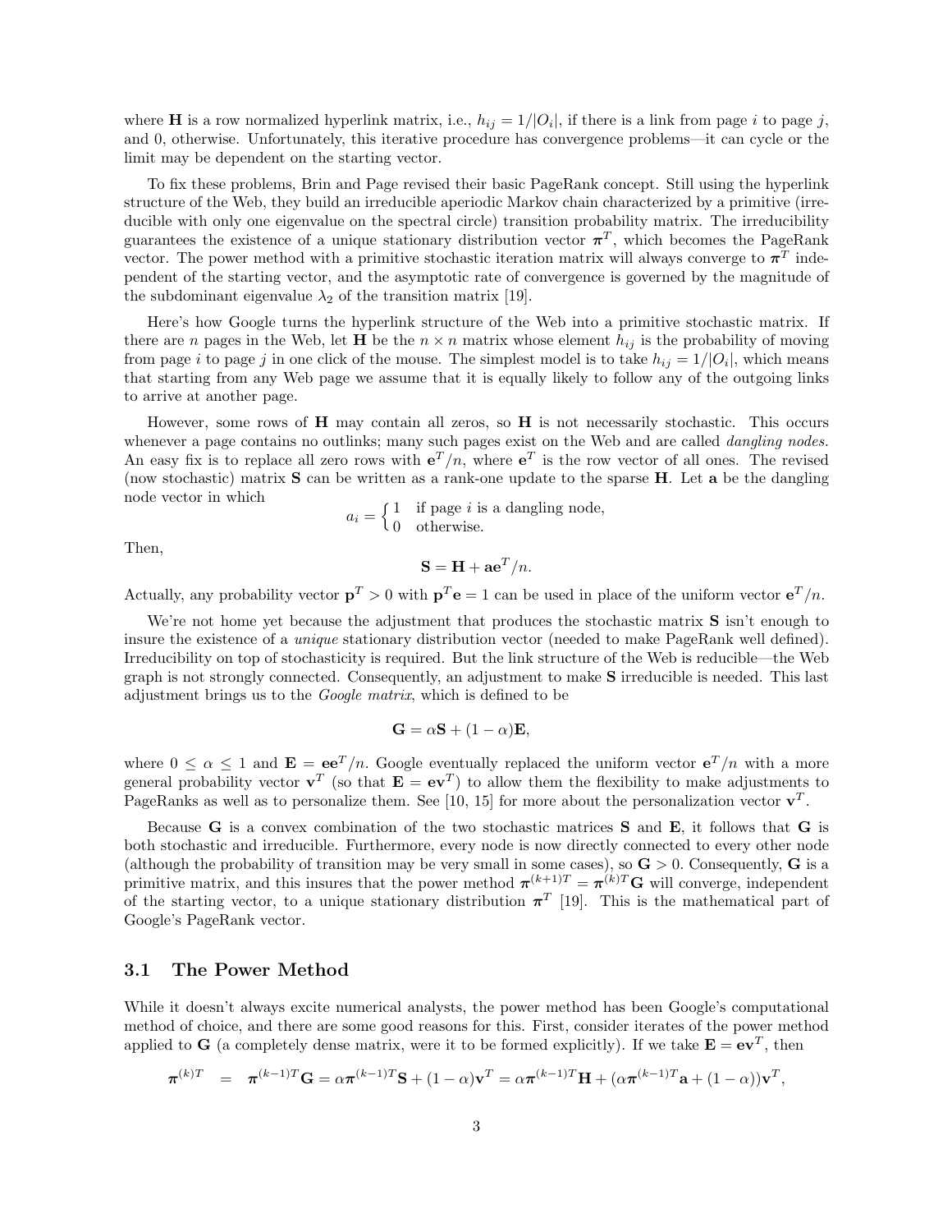where $\mathbf{H}$ is a row normalized hyperlink matrix, i.e., $h_{ij} = 1/|O_i|$, if there is a link from page $i$ to page $j$, and 0, otherwise. Unfortunately, this iterative procedure has convergence problems—it can cycle or the limit may be dependent on the starting vector.

To fix these problems, Brin and Page revised their basic PageRank concept. Still using the hyperlink structure of the Web, they build an irreducible aperiodic Markov chain characterized by a primitive (irreducible with only one eigenvalue on the spectral circle) transition probability matrix. The irreducibility guarantees the existence of a unique stationary distribution vector $\boldsymbol{\pi}^T$, which becomes the PageRank vector. The power method with a primitive stochastic iteration matrix will always converge to $\boldsymbol{\pi}^T$ independent of the starting vector, and the asymptotic rate of convergence is governed by the magnitude of the subdominant eigenvalue $\lambda_2$ of the transition matrix [19].

Here's how Google turns the hyperlink structure of the Web into a primitive stochastic matrix. If there are $n$ pages in the Web, let $\mathbf{H}$ be the $n \times n$ matrix whose element $h_{ij}$ is the probability of moving from page $i$ to page $j$ in one click of the mouse. The simplest model is to take $h_{ij} = 1/|O_i|$, which means that starting from any Web page we assume that it is equally likely to follow any of the outgoing links to arrive at another page.

However, some rows of $\mathbf{H}$ may contain all zeros, so $\mathbf{H}$ is not necessarily stochastic. This occurs whenever a page contains no outlinks; many such pages exist on the Web and are called *dangling nodes.* An easy fix is to replace all zero rows with $\mathbf{e}^T/n$, where $\mathbf{e}^T$ is the row vector of all ones. The revised (now stochastic) matrix $\mathbf{S}$ can be written as a rank-one update to the sparse $\mathbf{H}$. Let $\mathbf{a}$ be the dangling node vector in which

$$a_i = \begin{cases} 1 & \text{if page } i \text{ is a dangling node,} \\ 0 & \text{otherwise.} \end{cases}$$

Then,

$$\mathbf{S} = \mathbf{H} + \mathbf{a}\mathbf{e}^T/n.$$

Actually, any probability vector $\mathbf{p}^T > 0$ with $\mathbf{p}^T\mathbf{e} = 1$ can be used in place of the uniform vector $\mathbf{e}^T/n$.

We're not home yet because the adjustment that produces the stochastic matrix $\mathbf{S}$ isn't enough to insure the existence of a *unique* stationary distribution vector (needed to make PageRank well defined). Irreducibility on top of stochasticity is required. But the link structure of the Web is reducible—the Web graph is not strongly connected. Consequently, an adjustment to make $\mathbf{S}$ irreducible is needed. This last adjustment brings us to the *Google matrix*, which is defined to be

$$\mathbf{G} = \alpha\mathbf{S} + (1-\alpha)\mathbf{E},$$

where $0 \leq \alpha \leq 1$ and $\mathbf{E} = \mathbf{e}\mathbf{e}^T/n$. Google eventually replaced the uniform vector $\mathbf{e}^T/n$ with a more general probability vector $\mathbf{v}^T$ (so that $\mathbf{E} = \mathbf{e}\mathbf{v}^T$) to allow them the flexibility to make adjustments to PageRanks as well as to personalize them. See [10, 15] for more about the personalization vector $\mathbf{v}^T$.

Because $\mathbf{G}$ is a convex combination of the two stochastic matrices $\mathbf{S}$ and $\mathbf{E}$, it follows that $\mathbf{G}$ is both stochastic and irreducible. Furthermore, every node is now directly connected to every other node (although the probability of transition may be very small in some cases), so $\mathbf{G} > 0$. Consequently, $\mathbf{G}$ is a primitive matrix, and this insures that the power method $\boldsymbol{\pi}^{(k+1)T} = \boldsymbol{\pi}^{(k)T}\mathbf{G}$ will converge, independent of the starting vector, to a unique stationary distribution $\boldsymbol{\pi}^T$ [19]. This is the mathematical part of Google's PageRank vector.

### 3.1 The Power Method

While it doesn't always excite numerical analysts, the power method has been Google's computational method of choice, and there are some good reasons for this. First, consider iterates of the power method applied to $\mathbf{G}$ (a completely dense matrix, were it to be formed explicitly). If we take $\mathbf{E} = \mathbf{e}\mathbf{v}^T$, then

$$\boldsymbol{\pi}^{(k)T} \;=\; \boldsymbol{\pi}^{(k-1)T}\mathbf{G} = \alpha\boldsymbol{\pi}^{(k-1)T}\mathbf{S} + (1-\alpha)\mathbf{v}^T = \alpha\boldsymbol{\pi}^{(k-1)T}\mathbf{H} + (\alpha\boldsymbol{\pi}^{(k-1)T}\mathbf{a} + (1-\alpha))\mathbf{v}^T,$$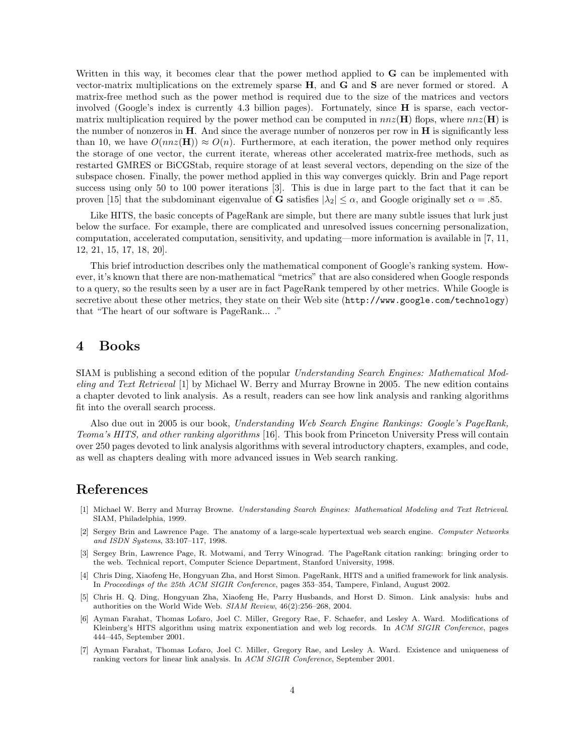Written in this way, it becomes clear that the power method applied to $\mathbf{G}$ can be implemented with vector-matrix multiplications on the extremely sparse $\mathbf{H}$, and $\mathbf{G}$ and $\mathbf{S}$ are never formed or stored. A matrix-free method such as the power method is required due to the size of the matrices and vectors involved (Google's index is currently 4.3 billion pages). Fortunately, since $\mathbf{H}$ is sparse, each vector-matrix multiplication required by the power method can be computed in $nnz(\mathbf{H})$ flops, where $nnz(\mathbf{H})$ is the number of nonzeros in $\mathbf{H}$. And since the average number of nonzeros per row in $\mathbf{H}$ is significantly less than 10, we have $O(nnz(\mathbf{H})) \approx O(n)$. Furthermore, at each iteration, the power method only requires the storage of one vector, the current iterate, whereas other accelerated matrix-free methods, such as restarted GMRES or BiCGStab, require storage of at least several vectors, depending on the size of the subspace chosen. Finally, the power method applied in this way converges quickly. Brin and Page report success using only 50 to 100 power iterations [3]. This is due in large part to the fact that it can be proven [15] that the subdominant eigenvalue of $\mathbf{G}$ satisfies $|\lambda_2| \leq \alpha$, and Google originally set $\alpha = .85$.

Like HITS, the basic concepts of PageRank are simple, but there are many subtle issues that lurk just below the surface. For example, there are complicated and unresolved issues concerning personalization, computation, accelerated computation, sensitivity, and updating—more information is available in [7, 11, 12, 21, 15, 17, 18, 20].

This brief introduction describes only the mathematical component of Google's ranking system. However, it's known that there are non-mathematical "metrics" that are also considered when Google responds to a query, so the results seen by a user are in fact PageRank tempered by other metrics. While Google is secretive about these other metrics, they state on their Web site (http://www.google.com/technology) that "The heart of our software is PageRank... ."

## 4 Books

SIAM is publishing a second edition of the popular *Understanding Search Engines: Mathematical Modeling and Text Retrieval* [1] by Michael W. Berry and Murray Browne in 2005. The new edition contains a chapter devoted to link analysis. As a result, readers can see how link analysis and ranking algorithms fit into the overall search process.

Also due out in 2005 is our book, *Understanding Web Search Engine Rankings: Google's PageRank, Teoma's HITS, and other ranking algorithms* [16]. This book from Princeton University Press will contain over 250 pages devoted to link analysis algorithms with several introductory chapters, examples, and code, as well as chapters dealing with more advanced issues in Web search ranking.

## References

[1] Michael W. Berry and Murray Browne. *Understanding Search Engines: Mathematical Modeling and Text Retrieval*. SIAM, Philadelphia, 1999.

[2] Sergey Brin and Lawrence Page. The anatomy of a large-scale hypertextual web search engine. *Computer Networks and ISDN Systems*, 33:107–117, 1998.

[3] Sergey Brin, Lawrence Page, R. Motwami, and Terry Winograd. The PageRank citation ranking: bringing order to the web. Technical report, Computer Science Department, Stanford University, 1998.

[4] Chris Ding, Xiaofeng He, Hongyuan Zha, and Horst Simon. PageRank, HITS and a unified framework for link analysis. In *Proceedings of the 25th ACM SIGIR Conference*, pages 353–354, Tampere, Finland, August 2002.

[5] Chris H. Q. Ding, Hongyuan Zha, Xiaofeng He, Parry Husbands, and Horst D. Simon. Link analysis: hubs and authorities on the World Wide Web. *SIAM Review*, 46(2):256–268, 2004.

[6] Ayman Farahat, Thomas Lofaro, Joel C. Miller, Gregory Rae, F. Schaefer, and Lesley A. Ward. Modifications of Kleinberg's HITS algorithm using matrix exponentiation and web log records. In *ACM SIGIR Conference*, pages 444–445, September 2001.

[7] Ayman Farahat, Thomas Lofaro, Joel C. Miller, Gregory Rae, and Lesley A. Ward. Existence and uniqueness of ranking vectors for linear link analysis. In *ACM SIGIR Conference*, September 2001.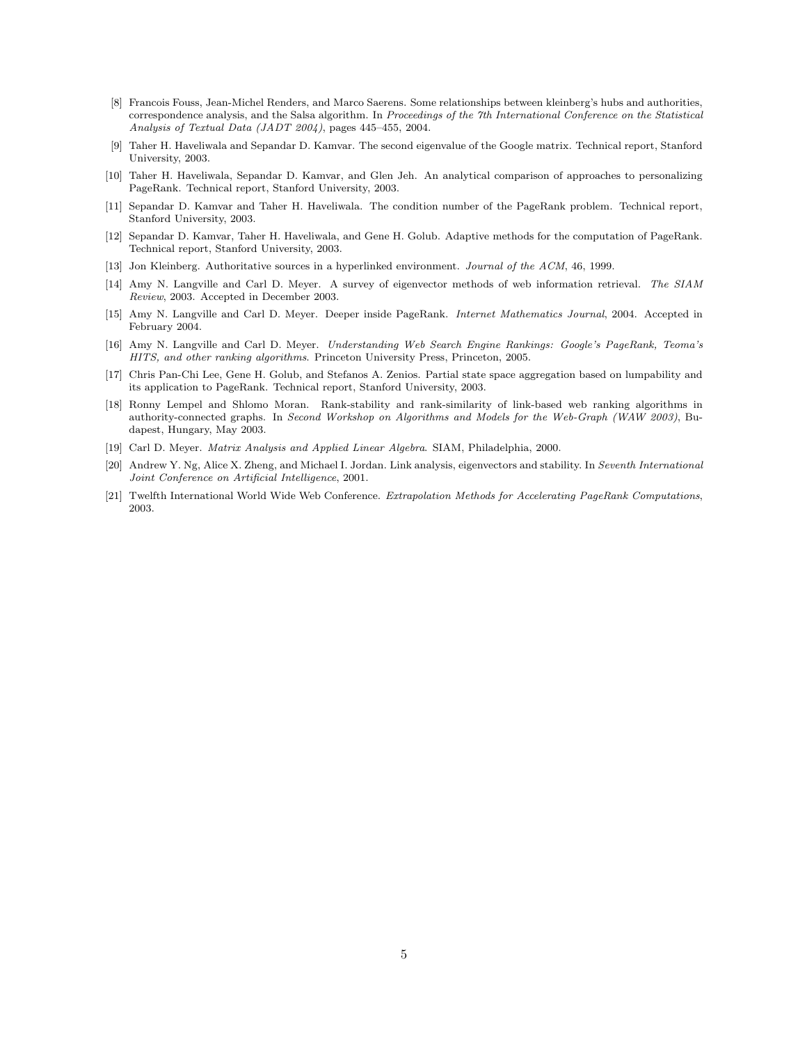[8] Francois Fouss, Jean-Michel Renders, and Marco Saerens. Some relationships between kleinberg's hubs and authorities, correspondence analysis, and the Salsa algorithm. In *Proceedings of the 7th International Conference on the Statistical Analysis of Textual Data (JADT 2004)*, pages 445–455, 2004.

[9] Taher H. Haveliwala and Sepandar D. Kamvar. The second eigenvalue of the Google matrix. Technical report, Stanford University, 2003.

[10] Taher H. Haveliwala, Sepandar D. Kamvar, and Glen Jeh. An analytical comparison of approaches to personalizing PageRank. Technical report, Stanford University, 2003.

[11] Sepandar D. Kamvar and Taher H. Haveliwala. The condition number of the PageRank problem. Technical report, Stanford University, 2003.

[12] Sepandar D. Kamvar, Taher H. Haveliwala, and Gene H. Golub. Adaptive methods for the computation of PageRank. Technical report, Stanford University, 2003.

[13] Jon Kleinberg. Authoritative sources in a hyperlinked environment. *Journal of the ACM*, 46, 1999.

[14] Amy N. Langville and Carl D. Meyer. A survey of eigenvector methods of web information retrieval. *The SIAM Review*, 2003. Accepted in December 2003.

[15] Amy N. Langville and Carl D. Meyer. Deeper inside PageRank. *Internet Mathematics Journal*, 2004. Accepted in February 2004.

[16] Amy N. Langville and Carl D. Meyer. *Understanding Web Search Engine Rankings: Google's PageRank, Teoma's HITS, and other ranking algorithms*. Princeton University Press, Princeton, 2005.

[17] Chris Pan-Chi Lee, Gene H. Golub, and Stefanos A. Zenios. Partial state space aggregation based on lumpability and its application to PageRank. Technical report, Stanford University, 2003.

[18] Ronny Lempel and Shlomo Moran. Rank-stability and rank-similarity of link-based web ranking algorithms in authority-connected graphs. In *Second Workshop on Algorithms and Models for the Web-Graph (WAW 2003)*, Budapest, Hungary, May 2003.

[19] Carl D. Meyer. *Matrix Analysis and Applied Linear Algebra*. SIAM, Philadelphia, 2000.

[20] Andrew Y. Ng, Alice X. Zheng, and Michael I. Jordan. Link analysis, eigenvectors and stability. In *Seventh International Joint Conference on Artificial Intelligence*, 2001.

[21] Twelfth International World Wide Web Conference. *Extrapolation Methods for Accelerating PageRank Computations*, 2003.